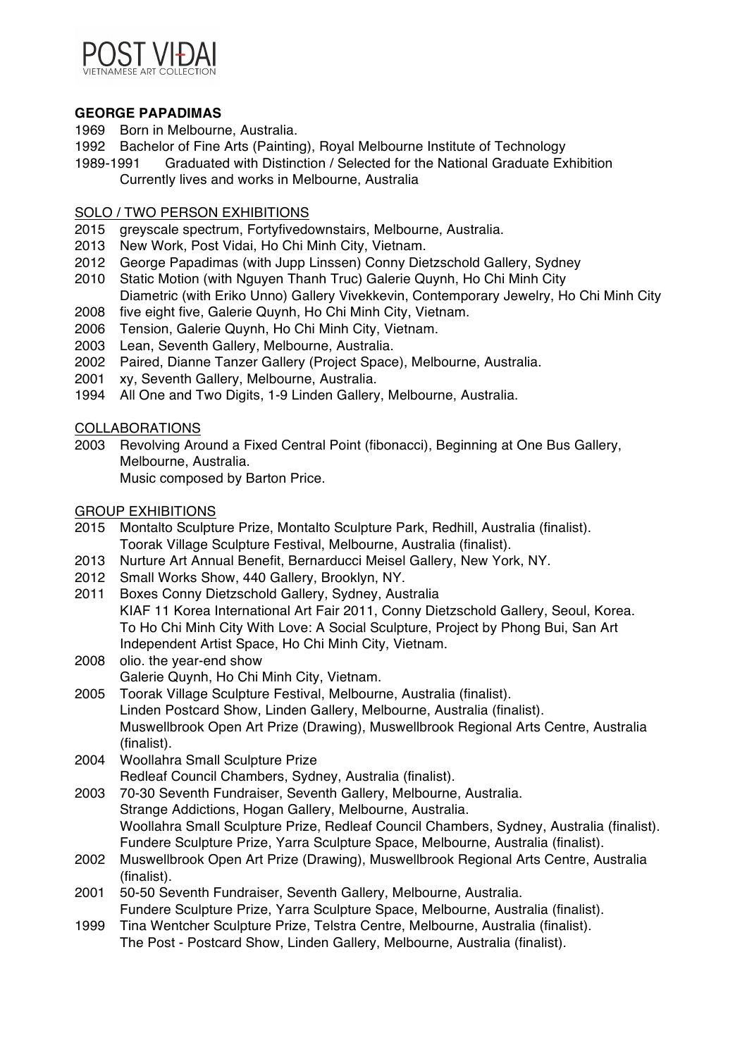POST VIDAI
VIETNAMESE ART COLLECTION

**GEORGE PAPADIMAS**

1969 Born in Melbourne, Australia.
1992 Bachelor of Fine Arts (Painting), Royal Melbourne Institute of Technology
1989-1991 Graduated with Distinction / Selected for the National Graduate Exhibition
Currently lives and works in Melbourne, Australia

SOLO / TWO PERSON EXHIBITIONS

2015 greyscale spectrum, Fortyfivedownstairs, Melbourne, Australia.
2013 New Work, Post Vidai, Ho Chi Minh City, Vietnam.
2012 George Papadimas (with Jupp Linssen) Conny Dietzschold Gallery, Sydney
2010 Static Motion (with Nguyen Thanh Truc) Galerie Quynh, Ho Chi Minh City
Diametric (with Eriko Unno) Gallery Vivekkevin, Contemporary Jewelry, Ho Chi Minh City
2008 five eight five, Galerie Quynh, Ho Chi Minh City, Vietnam.
2006 Tension, Galerie Quynh, Ho Chi Minh City, Vietnam.
2003 Lean, Seventh Gallery, Melbourne, Australia.
2002 Paired, Dianne Tanzer Gallery (Project Space), Melbourne, Australia.
2001 xy, Seventh Gallery, Melbourne, Australia.
1994 All One and Two Digits, 1-9 Linden Gallery, Melbourne, Australia.

COLLABORATIONS

2003 Revolving Around a Fixed Central Point (fibonacci), Beginning at One Bus Gallery, Melbourne, Australia.
Music composed by Barton Price.

GROUP EXHIBITIONS

2015 Montalto Sculpture Prize, Montalto Sculpture Park, Redhill, Australia (finalist).
Toorak Village Sculpture Festival, Melbourne, Australia (finalist).
2013 Nurture Art Annual Benefit, Bernarducci Meisel Gallery, New York, NY.
2012 Small Works Show, 440 Gallery, Brooklyn, NY.
2011 Boxes Conny Dietzschold Gallery, Sydney, Australia
KIAF 11 Korea International Art Fair 2011, Conny Dietzschold Gallery, Seoul, Korea.
To Ho Chi Minh City With Love: A Social Sculpture, Project by Phong Bui, San Art Independent Artist Space, Ho Chi Minh City, Vietnam.
2008 olio. the year-end show
Galerie Quynh, Ho Chi Minh City, Vietnam.
2005 Toorak Village Sculpture Festival, Melbourne, Australia (finalist).
Linden Postcard Show, Linden Gallery, Melbourne, Australia (finalist).
Muswellbrook Open Art Prize (Drawing), Muswellbrook Regional Arts Centre, Australia (finalist).
2004 Woollahra Small Sculpture Prize
Redleaf Council Chambers, Sydney, Australia (finalist).
2003 70-30 Seventh Fundraiser, Seventh Gallery, Melbourne, Australia.
Strange Addictions, Hogan Gallery, Melbourne, Australia.
Woollahra Small Sculpture Prize, Redleaf Council Chambers, Sydney, Australia (finalist).
Fundere Sculpture Prize, Yarra Sculpture Space, Melbourne, Australia (finalist).
2002 Muswellbrook Open Art Prize (Drawing), Muswellbrook Regional Arts Centre, Australia (finalist).
2001 50-50 Seventh Fundraiser, Seventh Gallery, Melbourne, Australia.
Fundere Sculpture Prize, Yarra Sculpture Space, Melbourne, Australia (finalist).
1999 Tina Wentcher Sculpture Prize, Telstra Centre, Melbourne, Australia (finalist).
The Post - Postcard Show, Linden Gallery, Melbourne, Australia (finalist).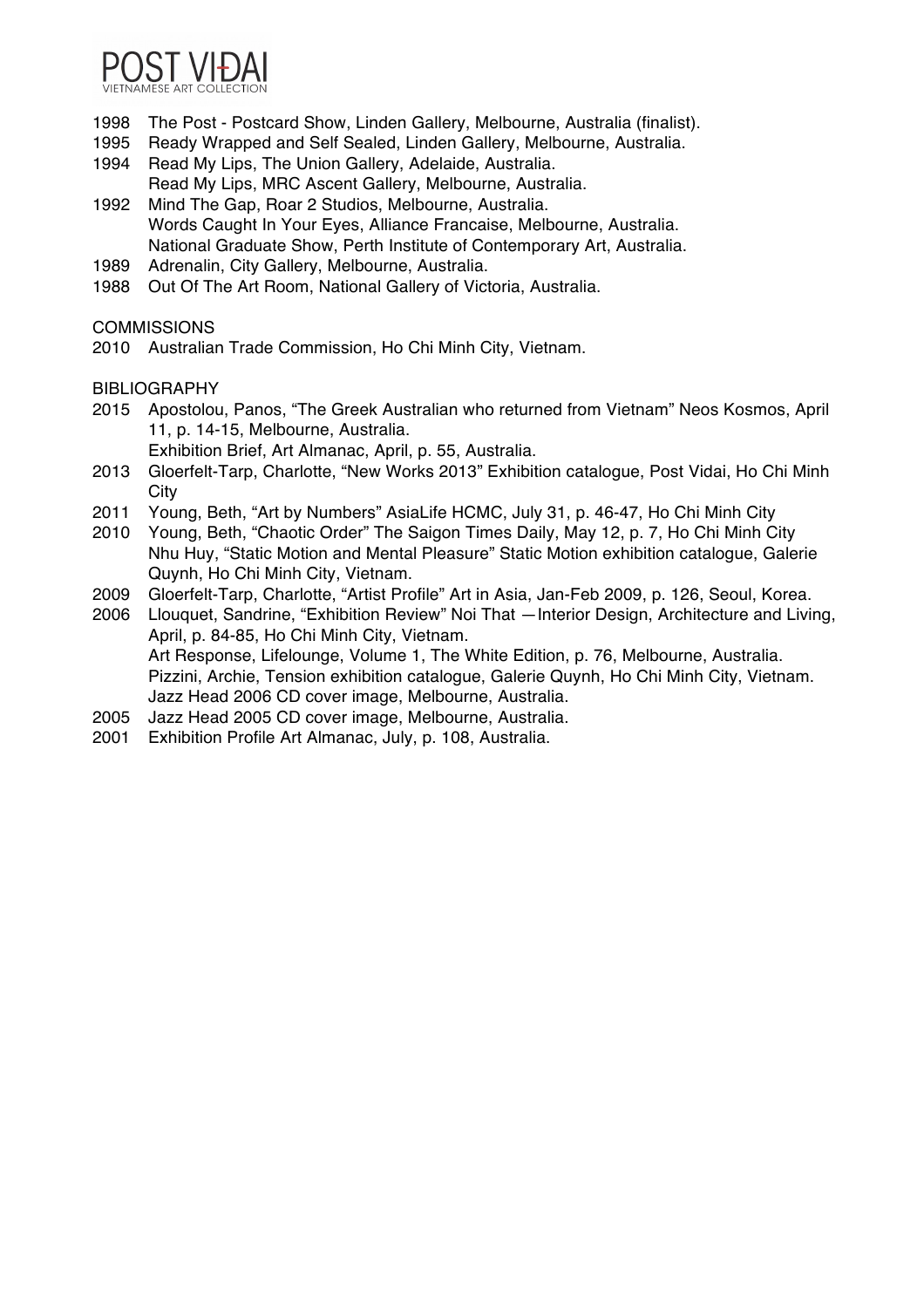1998 The Post - Postcard Show, Linden Gallery, Melbourne, Australia (finalist).
1995 Ready Wrapped and Self Sealed, Linden Gallery, Melbourne, Australia.
1994 Read My Lips, The Union Gallery, Adelaide, Australia.
Read My Lips, MRC Ascent Gallery, Melbourne, Australia.
1992 Mind The Gap, Roar 2 Studios, Melbourne, Australia.
Words Caught In Your Eyes, Alliance Francaise, Melbourne, Australia.
National Graduate Show, Perth Institute of Contemporary Art, Australia.
1989 Adrenalin, City Gallery, Melbourne, Australia.
1988 Out Of The Art Room, National Gallery of Victoria, Australia.

COMMISSIONS

2010 Australian Trade Commission, Ho Chi Minh City, Vietnam.

BIBLIOGRAPHY

2015 Apostolou, Panos, "The Greek Australian who returned from Vietnam" Neos Kosmos, April 11, p. 14-15, Melbourne, Australia.
Exhibition Brief, Art Almanac, April, p. 55, Australia.
2013 Gloerfelt-Tarp, Charlotte, "New Works 2013" Exhibition catalogue, Post Vidai, Ho Chi Minh City
2011 Young, Beth, "Art by Numbers" AsiaLife HCMC, July 31, p. 46-47, Ho Chi Minh City
2010 Young, Beth, "Chaotic Order" The Saigon Times Daily, May 12, p. 7, Ho Chi Minh City
Nhu Huy, "Static Motion and Mental Pleasure" Static Motion exhibition catalogue, Galerie Quynh, Ho Chi Minh City, Vietnam.
2009 Gloerfelt-Tarp, Charlotte, "Artist Profile" Art in Asia, Jan-Feb 2009, p. 126, Seoul, Korea.
2006 Llouquet, Sandrine, "Exhibition Review" Noi That —Interior Design, Architecture and Living, April, p. 84-85, Ho Chi Minh City, Vietnam.
Art Response, Lifelounge, Volume 1, The White Edition, p. 76, Melbourne, Australia.
Pizzini, Archie, Tension exhibition catalogue, Galerie Quynh, Ho Chi Minh City, Vietnam.
Jazz Head 2006 CD cover image, Melbourne, Australia.
2005 Jazz Head 2005 CD cover image, Melbourne, Australia.
2001 Exhibition Profile Art Almanac, July, p. 108, Australia.